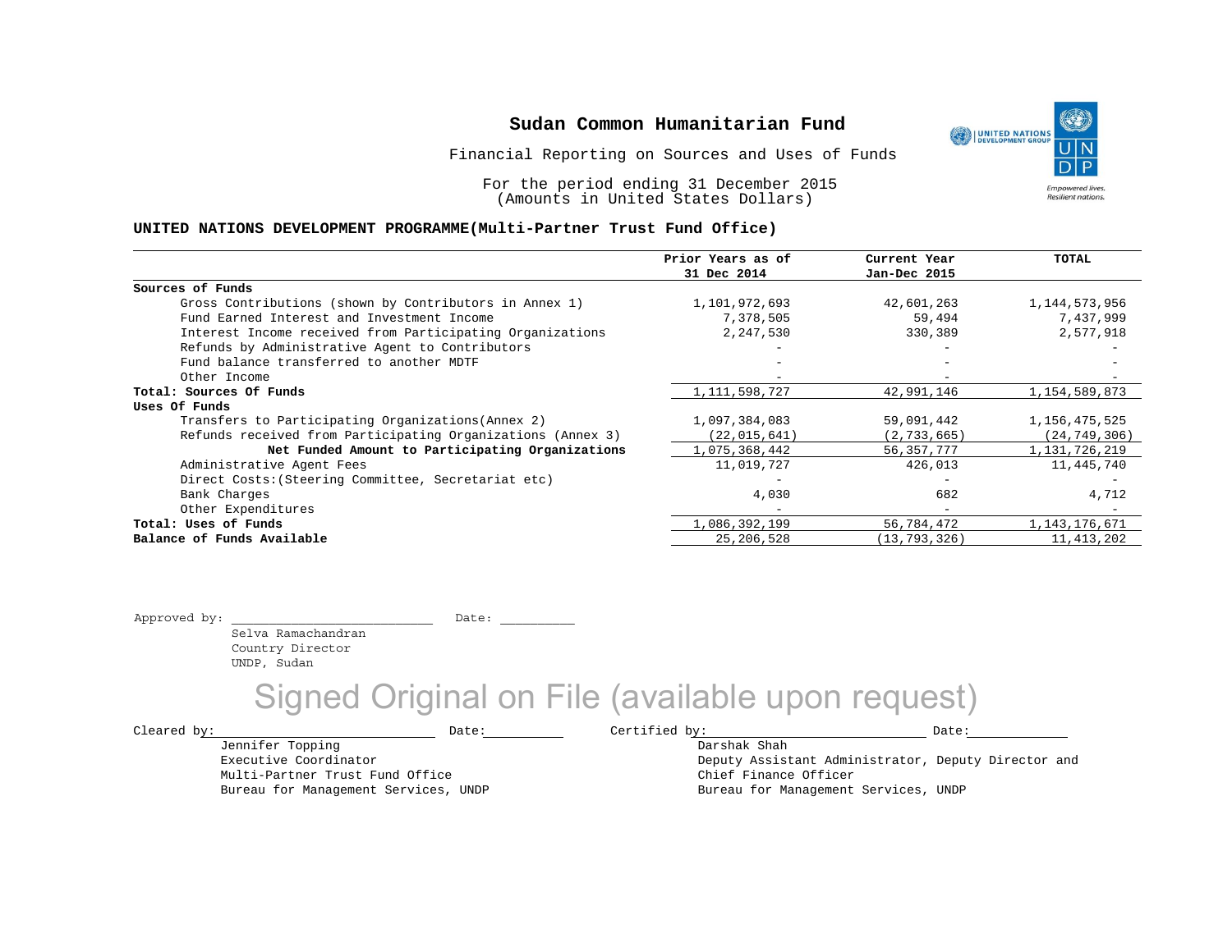# Sudan Common Humanitarian Fund

Financial Reporting on Sources and Uses of Funds

For the period ending 31 December 2015
(Amounts in United States Dollars)

**UNITED NATIONS DEVELOPMENT PROGRAMME(Multi-Partner Trust Fund Office)**

| | Prior Years as of 31 Dec 2014 | Current Year Jan-Dec 2015 | TOTAL |
|---|---|---|---|
| **Sources of Funds** | | | |
| Gross Contributions (shown by Contributors in Annex 1) | 1,101,972,693 | 42,601,263 | 1,144,573,956 |
| Fund Earned Interest and Investment Income | 7,378,505 | 59,494 | 7,437,999 |
| Interest Income received from Participating Organizations | 2,247,530 | 330,389 | 2,577,918 |
| Refunds by Administrative Agent to Contributors | - | - | - |
| Fund balance transferred to another MDTF | - | - | - |
| Other Income | - | - | - |
| **Total: Sources Of Funds** | 1,111,598,727 | 42,991,146 | 1,154,589,873 |
| **Uses Of Funds** | | | |
| Transfers to Participating Organizations(Annex 2) | 1,097,384,083 | 59,091,442 | 1,156,475,525 |
| Refunds received from Participating Organizations (Annex 3) | (22,015,641) | (2,733,665) | (24,749,306) |
| **Net Funded Amount to Participating Organizations** | 1,075,368,442 | 56,357,777 | 1,131,726,219 |
| Administrative Agent Fees | 11,019,727 | 426,013 | 11,445,740 |
| Direct Costs:(Steering Committee, Secretariat etc) | - | - | - |
| Bank Charges | 4,030 | 682 | 4,712 |
| Other Expenditures | - | - | - |
| **Total: Uses of Funds** | 1,086,392,199 | 56,784,472 | 1,143,176,671 |
| **Balance of Funds Available** | 25,206,528 | (13,793,326) | 11,413,202 |

Approved by: ________________________ Date: __________
Selva Ramachandran
Country Director
UNDP, Sudan

Signed Original on File (available upon request)

Cleared by: ________________________ Date: __________
Jennifer Topping
Executive Coordinator
Multi-Partner Trust Fund Office
Bureau for Management Services, UNDP

Certified by: ________________________ Date: __________
Darshak Shah
Deputy Assistant Administrator, Deputy Director and Chief Finance Officer
Bureau for Management Services, UNDP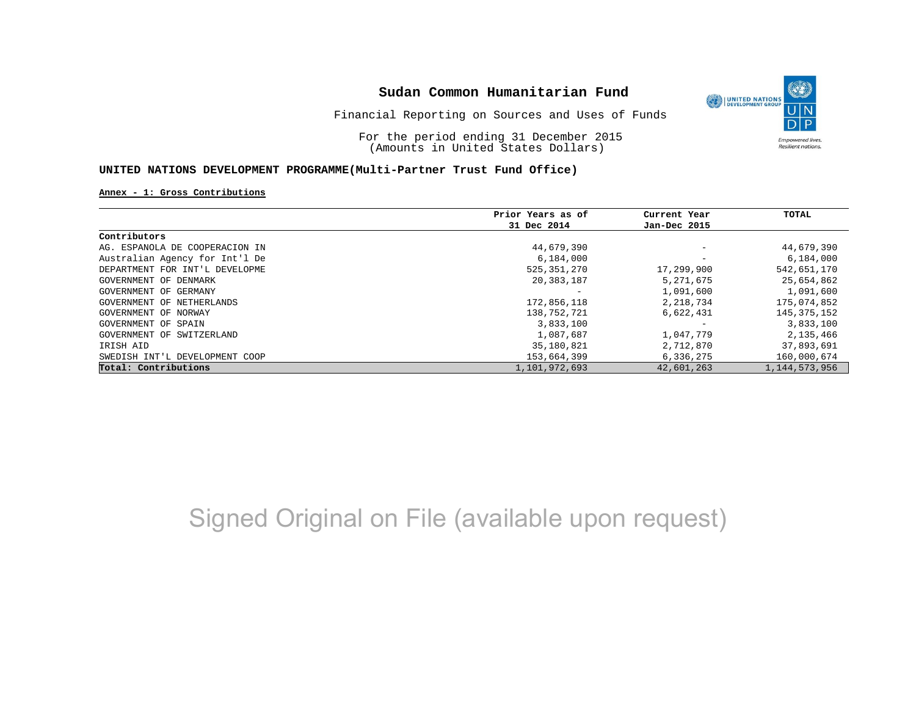# Sudan Common Humanitarian Fund

Financial Reporting on Sources and Uses of Funds

For the period ending 31 December 2015
(Amounts in United States Dollars)

**UNITED NATIONS DEVELOPMENT PROGRAMME(Multi-Partner Trust Fund Office)**

**Annex - 1: Gross Contributions**

| Contributors | Prior Years as of 31 Dec 2014 | Current Year Jan-Dec 2015 | TOTAL |
|---|---|---|---|
| AG. ESPANOLA DE COOPERACION IN | 44,679,390 | - | 44,679,390 |
| Australian Agency for Int'l De | 6,184,000 | - | 6,184,000 |
| DEPARTMENT FOR INT'L DEVELOPME | 525,351,270 | 17,299,900 | 542,651,170 |
| GOVERNMENT OF DENMARK | 20,383,187 | 5,271,675 | 25,654,862 |
| GOVERNMENT OF GERMANY | - | 1,091,600 | 1,091,600 |
| GOVERNMENT OF NETHERLANDS | 172,856,118 | 2,218,734 | 175,074,852 |
| GOVERNMENT OF NORWAY | 138,752,721 | 6,622,431 | 145,375,152 |
| GOVERNMENT OF SPAIN | 3,833,100 | - | 3,833,100 |
| GOVERNMENT OF SWITZERLAND | 1,087,687 | 1,047,779 | 2,135,466 |
| IRISH AID | 35,180,821 | 2,712,870 | 37,893,691 |
| SWEDISH INT'L DEVELOPMENT COOP | 153,664,399 | 6,336,275 | 160,000,674 |
| **Total: Contributions** | 1,101,972,693 | 42,601,263 | 1,144,573,956 |

Signed Original on File (available upon request)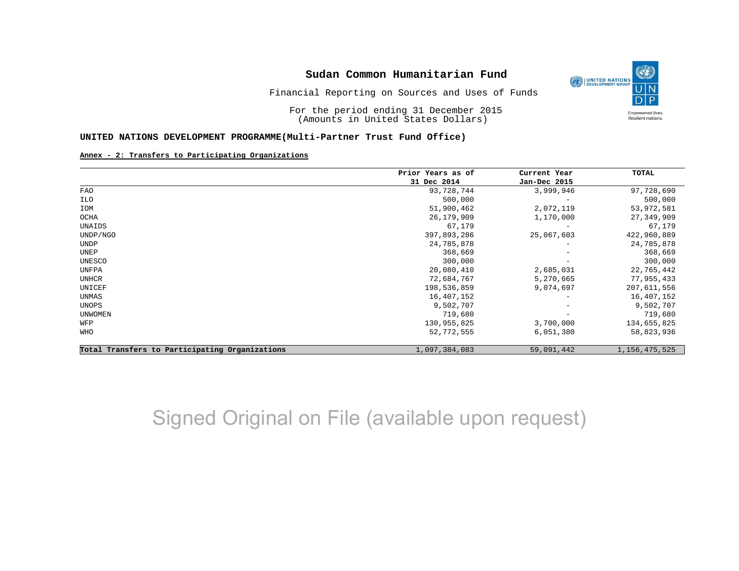# Sudan Common Humanitarian Fund

Financial Reporting on Sources and Uses of Funds

For the period ending 31 December 2015
(Amounts in United States Dollars)

**UNITED NATIONS DEVELOPMENT PROGRAMME(Multi-Partner Trust Fund Office)**

**Annex - 2: Transfers to Participating Organizations**

| | Prior Years as of 31 Dec 2014 | Current Year Jan-Dec 2015 | TOTAL |
|---|---|---|---|
| FAO | 93,728,744 | 3,999,946 | 97,728,690 |
| ILO | 500,000 | - | 500,000 |
| IOM | 51,900,462 | 2,072,119 | 53,972,581 |
| OCHA | 26,179,909 | 1,170,000 | 27,349,909 |
| UNAIDS | 67,179 | - | 67,179 |
| UNDP/NGO | 397,893,286 | 25,067,603 | 422,960,889 |
| UNDP | 24,785,878 | - | 24,785,878 |
| UNEP | 368,669 | - | 368,669 |
| UNESCO | 300,000 | - | 300,000 |
| UNFPA | 20,080,410 | 2,685,031 | 22,765,442 |
| UNHCR | 72,684,767 | 5,270,665 | 77,955,433 |
| UNICEF | 198,536,859 | 9,074,697 | 207,611,556 |
| UNMAS | 16,407,152 | - | 16,407,152 |
| UNOPS | 9,502,707 | - | 9,502,707 |
| UNWOMEN | 719,680 | - | 719,680 |
| WFP | 130,955,825 | 3,700,000 | 134,655,825 |
| WHO | 52,772,555 | 6,051,380 | 58,823,936 |
| **Total Transfers to Participating Organizations** | 1,097,384,083 | 59,091,442 | 1,156,475,525 |

Signed Original on File (available upon request)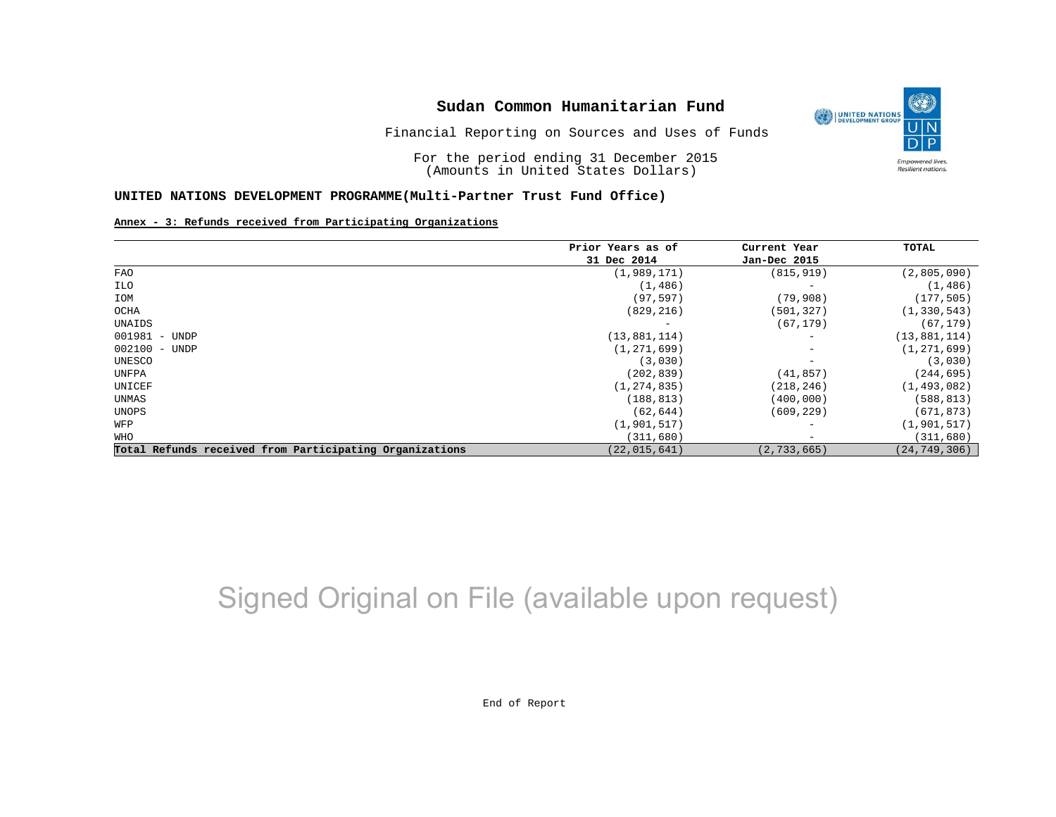## Sudan Common Humanitarian Fund

Financial Reporting on Sources and Uses of Funds

For the period ending 31 December 2015
(Amounts in United States Dollars)

**UNITED NATIONS DEVELOPMENT PROGRAMME(Multi-Partner Trust Fund Office)**

**Annex - 3: Refunds received from Participating Organizations**

| | Prior Years as of 31 Dec 2014 | Current Year Jan-Dec 2015 | TOTAL |
|---|---|---|---|
| FAO | (1,989,171) | (815,919) | (2,805,090) |
| ILO | (1,486) | - | (1,486) |
| IOM | (97,597) | (79,908) | (177,505) |
| OCHA | (829,216) | (501,327) | (1,330,543) |
| UNAIDS | - | (67,179) | (67,179) |
| 001981 - UNDP | (13,881,114) | - | (13,881,114) |
| 002100 - UNDP | (1,271,699) | - | (1,271,699) |
| UNESCO | (3,030) | - | (3,030) |
| UNFPA | (202,839) | (41,857) | (244,695) |
| UNICEF | (1,274,835) | (218,246) | (1,493,082) |
| UNMAS | (188,813) | (400,000) | (588,813) |
| UNOPS | (62,644) | (609,229) | (671,873) |
| WFP | (1,901,517) | - | (1,901,517) |
| WHO | (311,680) | - | (311,680) |
| **Total Refunds received from Participating Organizations** | (22,015,641) | (2,733,665) | (24,749,306) |

Signed Original on File (available upon request)

End of Report